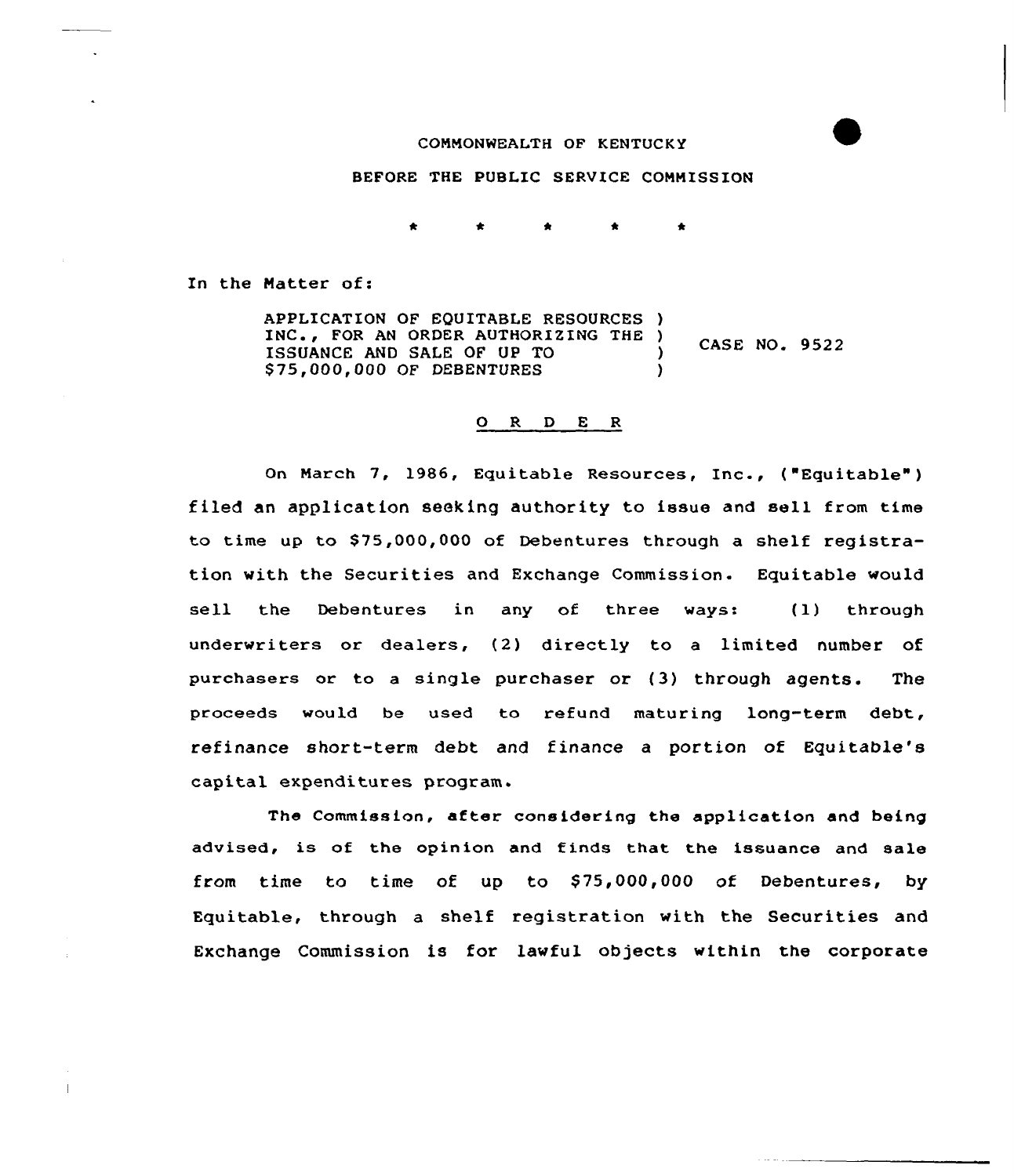COMMONWEALTH OF KENTUCKY

BEFORE THE PUBLIC SERVICE COMMISSION

\* \* \* \* \*

In the Matter of:

APPLICATION OF EQUITABLE RESOURCES INC., FOR AN ORDER AUTHORIZING THE ISSUANCE AND SALE OF UP TO $75,000,000 OF DEBENTURES ) CASE NO. 9522

## O R D E R

On March 7, 1986, Equitable Resources, Inc., ("Equitable") filed an application seeking authority to issue and sell from time to time up to $75,000,000 of Debentures through a shelf registration with the Securities and Exchange Commission. Equitable would sell the Debentures in any of three ways: (1) through underwriters or dealers, (2) directly to a limited number of purchasers or to a single purchaser or (3) through agents. The proceeds would be used to refund maturing long-term debt, refinance short-term debt and finance a portion of Equitable's capital expenditures program.

The Commission, after considering the application and being advised, is of the opinion and finds that the issuance and sale from time to time of up to $75,000,000 of Debentures, by Equitable, through a shelf registration with the Securities and Exchange Commission is for lawful objects within the corporate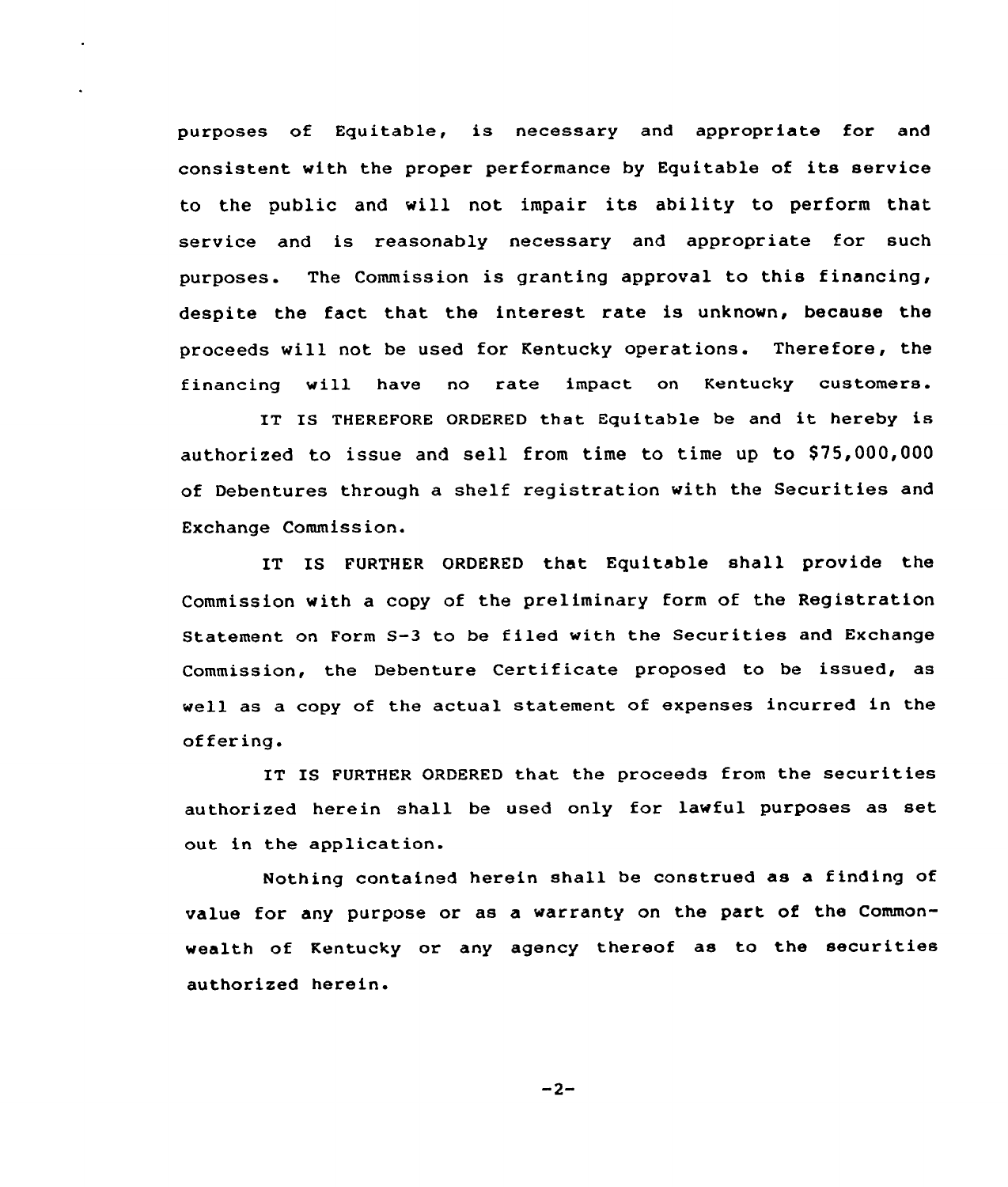purposes of Equitable, is necessary and appropriate for and consistent with the proper performance by Equitable of its service to the public and will not impair its ability to perform that service and is reasonably necessary and appropriate for such purposes. The Commission is granting approval to this financing, despite the fact that the interest rate is unknown, because the proceeds will not be used for Kentucky operations. Therefore, the financing will have no rate impact on Kentucky customers.

IT IS THEREFORE ORDERED that Equitable be and it hereby is authorized to issue and sell from time to time up to $75,000,000 of Debentures through a shelf registration with the Securities and Exchange Commission.

IT IS FURTHER ORDERED that Equitable shall provide the Commission with a copy of the preliminary form of the Registration Statement on Form S-3 to be filed with the Securities and Exchange Commission, the Debenture Certificate proposed to be issued, as well as a copy of the actual statement of expenses incurred in the offering.

IT IS FURTHER ORDERED that the proceeds from the securities authorized herein shall be used only for lawful purposes as set out in the application.

Nothing contained herein shall be construed as a finding of value for any purpose or as a warranty on the part of the Commonwealth of Kentucky or any agency thereof as to the securities authorized herein.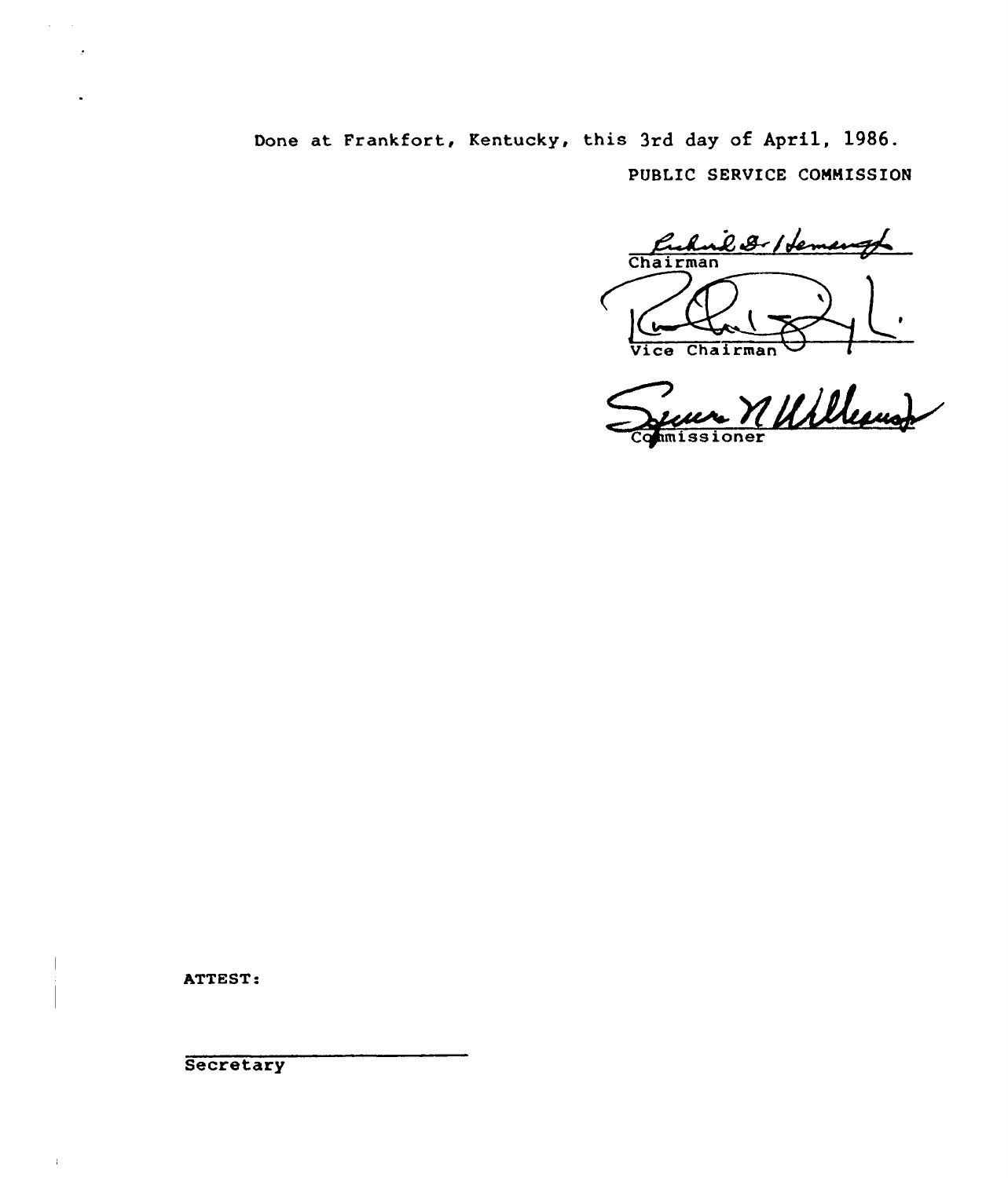Done at Frankfort, Kentucky, this 3rd day of April, 1986.

PUBLIC SERVICE COMMISSION

Chairman

Vice Chairman

Commissioner

ATTEST:

Secretary